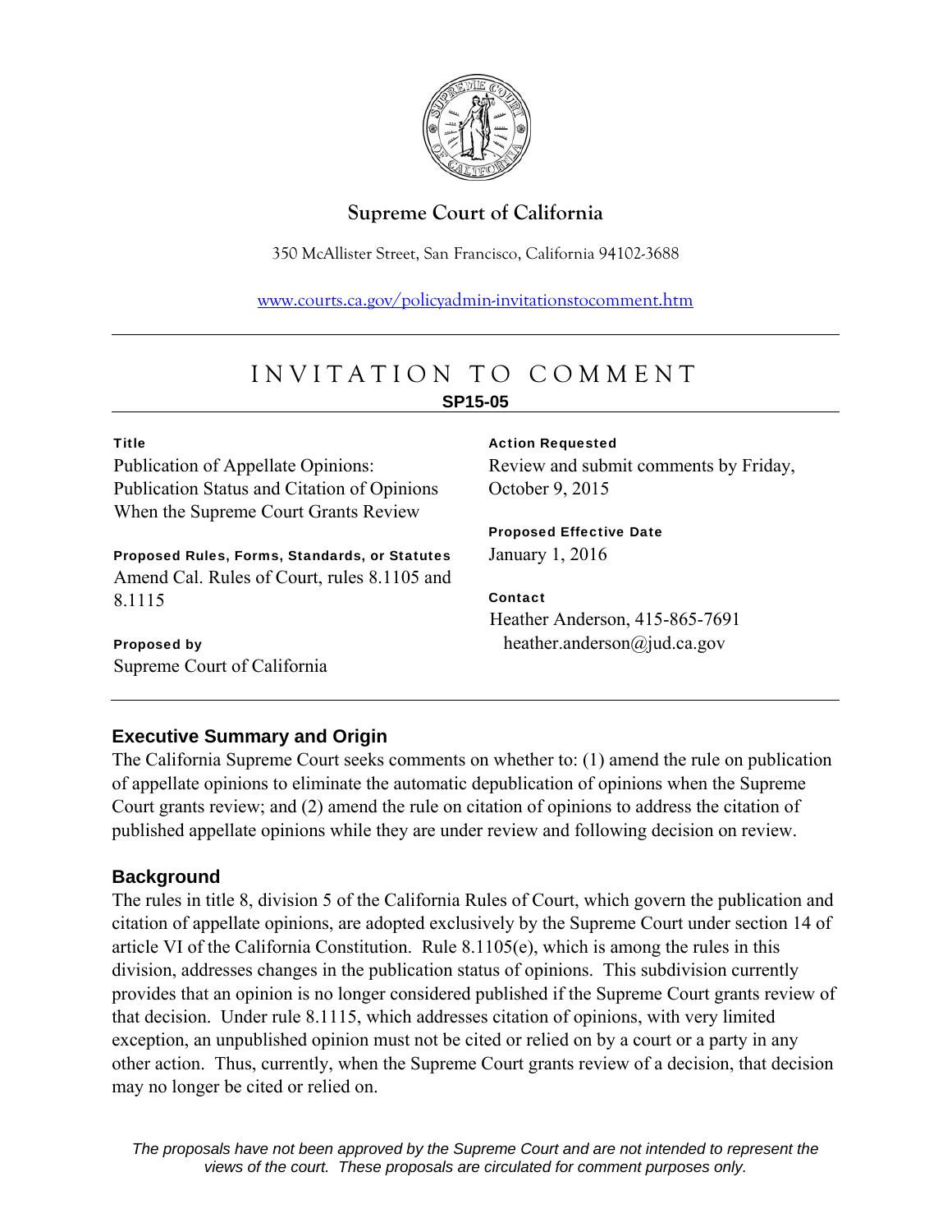# Supreme Court of California

350 McAllister Street, San Francisco, California 94102-3688

www.courts.ca.gov/policyadmin-invitationstocomment.htm

## INVITATION TO COMMENT

**SP15-05**

**Title**
Publication of Appellate Opinions: Publication Status and Citation of Opinions When the Supreme Court Grants Review

**Proposed Rules, Forms, Standards, or Statutes**
Amend Cal. Rules of Court, rules 8.1105 and 8.1115

**Proposed by**
Supreme Court of California

**Action Requested**
Review and submit comments by Friday, October 9, 2015

**Proposed Effective Date**
January 1, 2016

**Contact**
Heather Anderson, 415-865-7691
heather.anderson@jud.ca.gov

## Executive Summary and Origin

The California Supreme Court seeks comments on whether to: (1) amend the rule on publication of appellate opinions to eliminate the automatic depublication of opinions when the Supreme Court grants review; and (2) amend the rule on citation of opinions to address the citation of published appellate opinions while they are under review and following decision on review.

## Background

The rules in title 8, division 5 of the California Rules of Court, which govern the publication and citation of appellate opinions, are adopted exclusively by the Supreme Court under section 14 of article VI of the California Constitution. Rule 8.1105(e), which is among the rules in this division, addresses changes in the publication status of opinions. This subdivision currently provides that an opinion is no longer considered published if the Supreme Court grants review of that decision. Under rule 8.1115, which addresses citation of opinions, with very limited exception, an unpublished opinion must not be cited or relied on by a court or a party in any other action. Thus, currently, when the Supreme Court grants review of a decision, that decision may no longer be cited or relied on.

*The proposals have not been approved by the Supreme Court and are not intended to represent the views of the court. These proposals are circulated for comment purposes only.*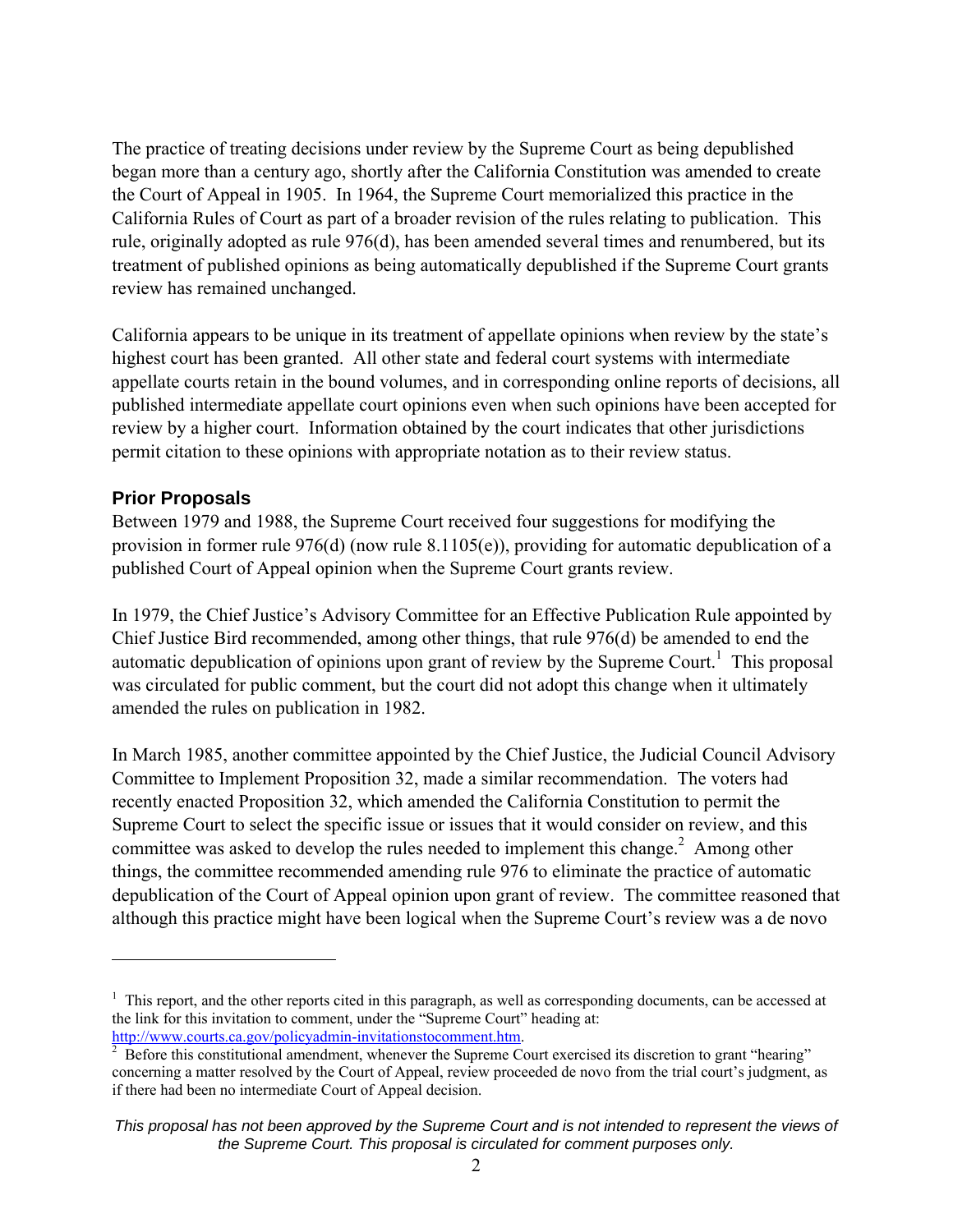The practice of treating decisions under review by the Supreme Court as being depublished began more than a century ago, shortly after the California Constitution was amended to create the Court of Appeal in 1905. In 1964, the Supreme Court memorialized this practice in the California Rules of Court as part of a broader revision of the rules relating to publication. This rule, originally adopted as rule 976(d), has been amended several times and renumbered, but its treatment of published opinions as being automatically depublished if the Supreme Court grants review has remained unchanged.

California appears to be unique in its treatment of appellate opinions when review by the state's highest court has been granted. All other state and federal court systems with intermediate appellate courts retain in the bound volumes, and in corresponding online reports of decisions, all published intermediate appellate court opinions even when such opinions have been accepted for review by a higher court. Information obtained by the court indicates that other jurisdictions permit citation to these opinions with appropriate notation as to their review status.

## Prior Proposals

Between 1979 and 1988, the Supreme Court received four suggestions for modifying the provision in former rule 976(d) (now rule 8.1105(e)), providing for automatic depublication of a published Court of Appeal opinion when the Supreme Court grants review.

In 1979, the Chief Justice's Advisory Committee for an Effective Publication Rule appointed by Chief Justice Bird recommended, among other things, that rule 976(d) be amended to end the automatic depublication of opinions upon grant of review by the Supreme Court.[1] This proposal was circulated for public comment, but the court did not adopt this change when it ultimately amended the rules on publication in 1982.

In March 1985, another committee appointed by the Chief Justice, the Judicial Council Advisory Committee to Implement Proposition 32, made a similar recommendation. The voters had recently enacted Proposition 32, which amended the California Constitution to permit the Supreme Court to select the specific issue or issues that it would consider on review, and this committee was asked to develop the rules needed to implement this change.[2] Among other things, the committee recommended amending rule 976 to eliminate the practice of automatic depublication of the Court of Appeal opinion upon grant of review. The committee reasoned that although this practice might have been logical when the Supreme Court's review was a de novo

---

[1] This report, and the other reports cited in this paragraph, as well as corresponding documents, can be accessed at the link for this invitation to comment, under the "Supreme Court" heading at: http://www.courts.ca.gov/policyadmin-invitationstocomment.htm.

[2] Before this constitutional amendment, whenever the Supreme Court exercised its discretion to grant "hearing" concerning a matter resolved by the Court of Appeal, review proceeded de novo from the trial court's judgment, as if there had been no intermediate Court of Appeal decision.

*This proposal has not been approved by the Supreme Court and is not intended to represent the views of the Supreme Court. This proposal is circulated for comment purposes only.*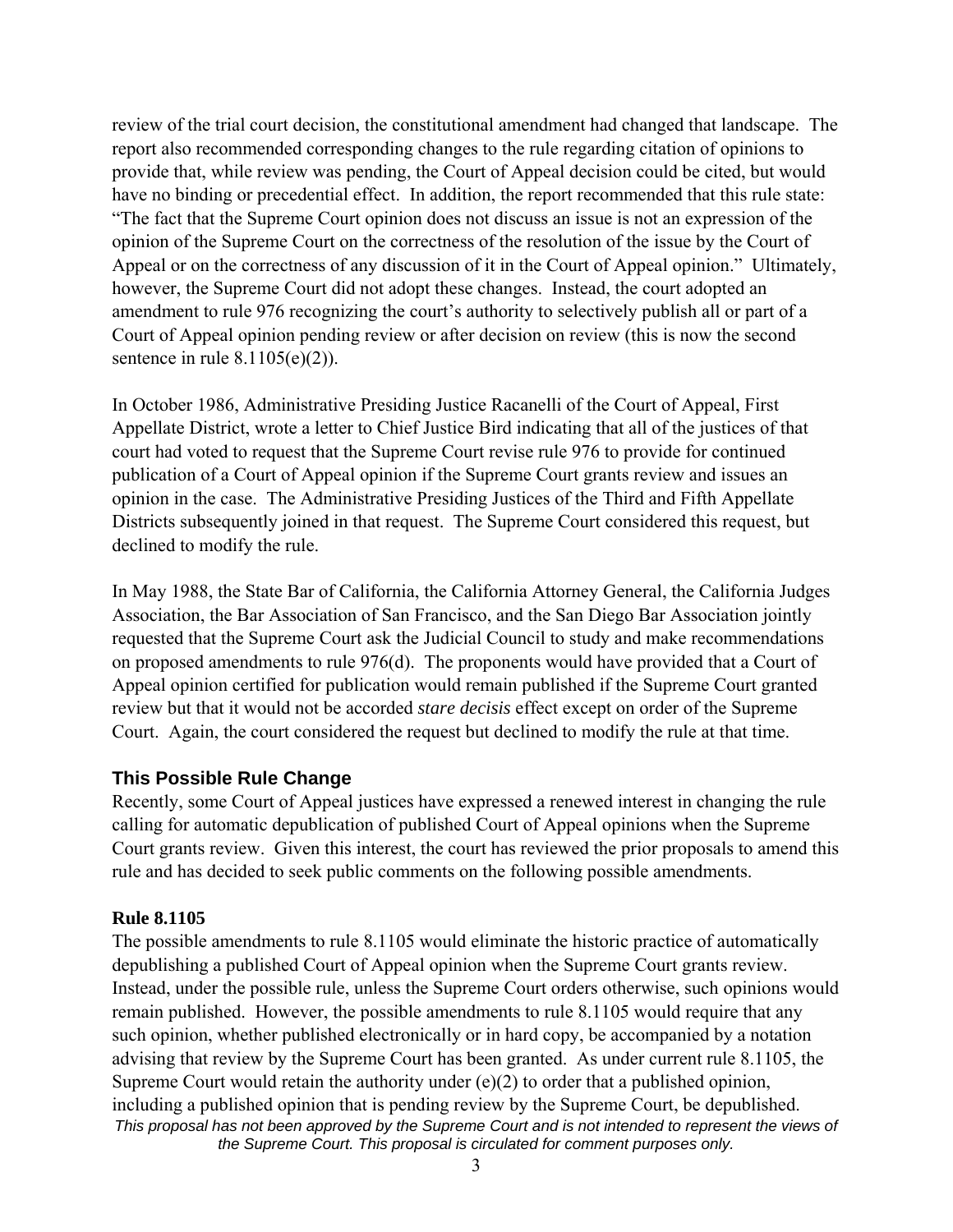review of the trial court decision, the constitutional amendment had changed that landscape. The report also recommended corresponding changes to the rule regarding citation of opinions to provide that, while review was pending, the Court of Appeal decision could be cited, but would have no binding or precedential effect. In addition, the report recommended that this rule state: "The fact that the Supreme Court opinion does not discuss an issue is not an expression of the opinion of the Supreme Court on the correctness of the resolution of the issue by the Court of Appeal or on the correctness of any discussion of it in the Court of Appeal opinion." Ultimately, however, the Supreme Court did not adopt these changes. Instead, the court adopted an amendment to rule 976 recognizing the court's authority to selectively publish all or part of a Court of Appeal opinion pending review or after decision on review (this is now the second sentence in rule 8.1105(e)(2)).

In October 1986, Administrative Presiding Justice Racanelli of the Court of Appeal, First Appellate District, wrote a letter to Chief Justice Bird indicating that all of the justices of that court had voted to request that the Supreme Court revise rule 976 to provide for continued publication of a Court of Appeal opinion if the Supreme Court grants review and issues an opinion in the case. The Administrative Presiding Justices of the Third and Fifth Appellate Districts subsequently joined in that request. The Supreme Court considered this request, but declined to modify the rule.

In May 1988, the State Bar of California, the California Attorney General, the California Judges Association, the Bar Association of San Francisco, and the San Diego Bar Association jointly requested that the Supreme Court ask the Judicial Council to study and make recommendations on proposed amendments to rule 976(d). The proponents would have provided that a Court of Appeal opinion certified for publication would remain published if the Supreme Court granted review but that it would not be accorded *stare decisis* effect except on order of the Supreme Court. Again, the court considered the request but declined to modify the rule at that time.

## This Possible Rule Change

Recently, some Court of Appeal justices have expressed a renewed interest in changing the rule calling for automatic depublication of published Court of Appeal opinions when the Supreme Court grants review. Given this interest, the court has reviewed the prior proposals to amend this rule and has decided to seek public comments on the following possible amendments.

### Rule 8.1105

The possible amendments to rule 8.1105 would eliminate the historic practice of automatically depublishing a published Court of Appeal opinion when the Supreme Court grants review. Instead, under the possible rule, unless the Supreme Court orders otherwise, such opinions would remain published. However, the possible amendments to rule 8.1105 would require that any such opinion, whether published electronically or in hard copy, be accompanied by a notation advising that review by the Supreme Court has been granted. As under current rule 8.1105, the Supreme Court would retain the authority under (e)(2) to order that a published opinion, including a published opinion that is pending review by the Supreme Court, be depublished.

*This proposal has not been approved by the Supreme Court and is not intended to represent the views of the Supreme Court. This proposal is circulated for comment purposes only.*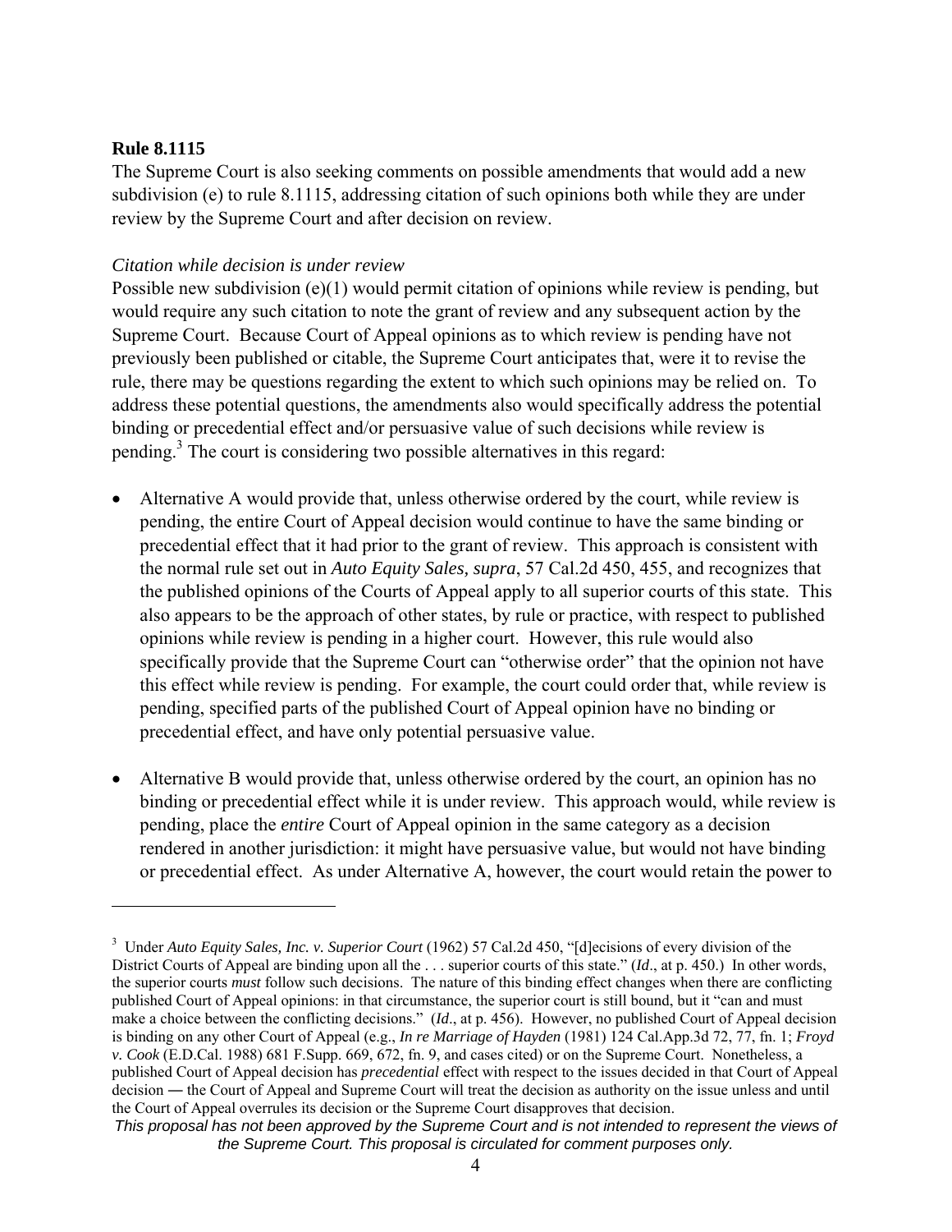**Rule 8.1115**

The Supreme Court is also seeking comments on possible amendments that would add a new subdivision (e) to rule 8.1115, addressing citation of such opinions both while they are under review by the Supreme Court and after decision on review.

*Citation while decision is under review*

Possible new subdivision (e)(1) would permit citation of opinions while review is pending, but would require any such citation to note the grant of review and any subsequent action by the Supreme Court. Because Court of Appeal opinions as to which review is pending have not previously been published or citable, the Supreme Court anticipates that, were it to revise the rule, there may be questions regarding the extent to which such opinions may be relied on. To address these potential questions, the amendments also would specifically address the potential binding or precedential effect and/or persuasive value of such decisions while review is pending.[3] The court is considering two possible alternatives in this regard:

- Alternative A would provide that, unless otherwise ordered by the court, while review is pending, the entire Court of Appeal decision would continue to have the same binding or precedential effect that it had prior to the grant of review. This approach is consistent with the normal rule set out in *Auto Equity Sales, supra*, 57 Cal.2d 450, 455, and recognizes that the published opinions of the Courts of Appeal apply to all superior courts of this state. This also appears to be the approach of other states, by rule or practice, with respect to published opinions while review is pending in a higher court. However, this rule would also specifically provide that the Supreme Court can "otherwise order" that the opinion not have this effect while review is pending. For example, the court could order that, while review is pending, specified parts of the published Court of Appeal opinion have no binding or precedential effect, and have only potential persuasive value.

- Alternative B would provide that, unless otherwise ordered by the court, an opinion has no binding or precedential effect while it is under review. This approach would, while review is pending, place the *entire* Court of Appeal opinion in the same category as a decision rendered in another jurisdiction: it might have persuasive value, but would not have binding or precedential effect. As under Alternative A, however, the court would retain the power to

---

[3] Under *Auto Equity Sales, Inc. v. Superior Court* (1962) 57 Cal.2d 450, "[d]ecisions of every division of the District Courts of Appeal are binding upon all the . . . superior courts of this state." (*Id*., at p. 450.) In other words, the superior courts *must* follow such decisions. The nature of this binding effect changes when there are conflicting published Court of Appeal opinions: in that circumstance, the superior court is still bound, but it "can and must make a choice between the conflicting decisions." (*Id*., at p. 456). However, no published Court of Appeal decision is binding on any other Court of Appeal (e.g., *In re Marriage of Hayden* (1981) 124 Cal.App.3d 72, 77, fn. 1; *Froyd v. Cook* (E.D.Cal. 1988) 681 F.Supp. 669, 672, fn. 9, and cases cited) or on the Supreme Court. Nonetheless, a published Court of Appeal decision has *precedential* effect with respect to the issues decided in that Court of Appeal decision ― the Court of Appeal and Supreme Court will treat the decision as authority on the issue unless and until the Court of Appeal overrules its decision or the Supreme Court disapproves that decision.

*This proposal has not been approved by the Supreme Court and is not intended to represent the views of the Supreme Court. This proposal is circulated for comment purposes only.*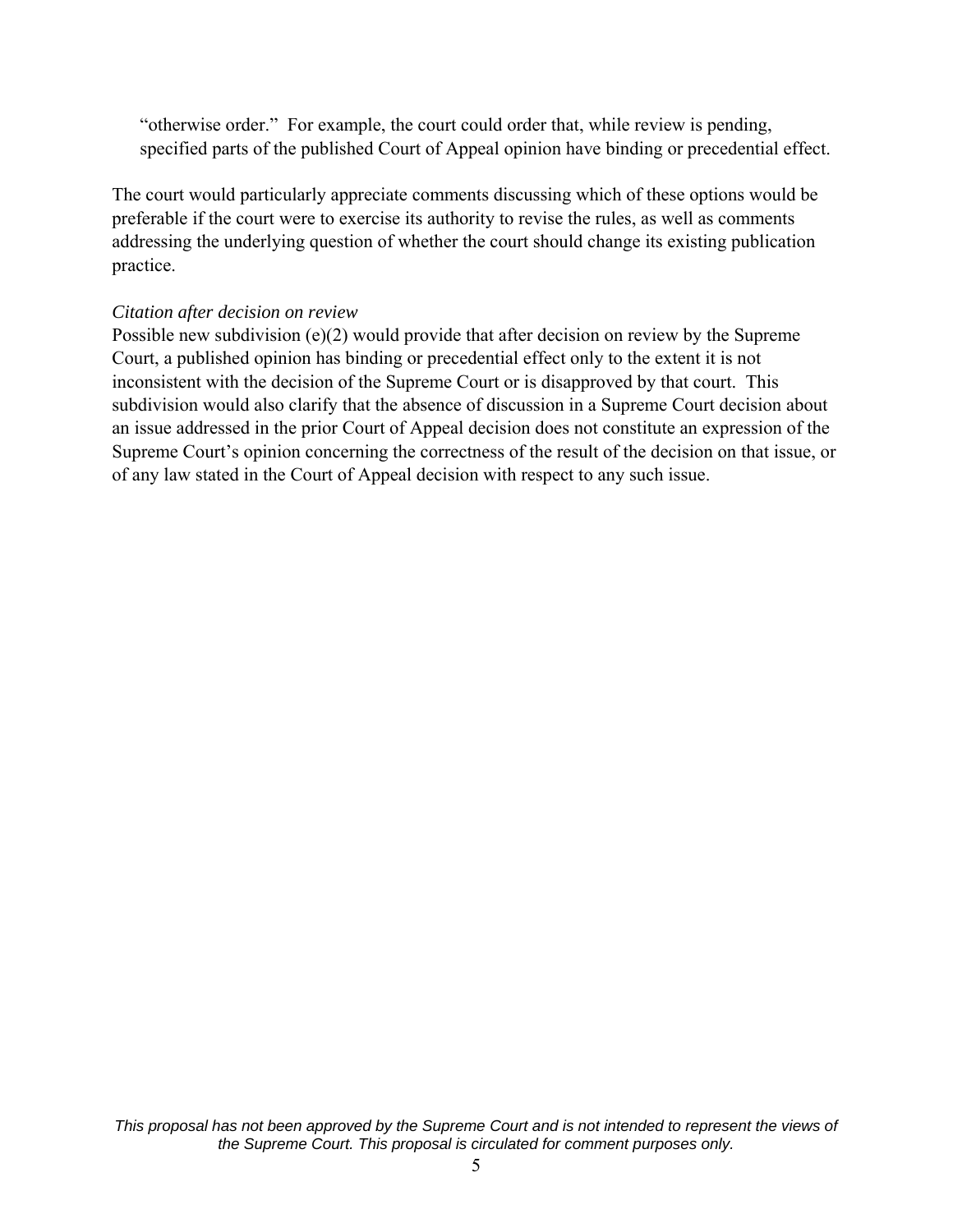“otherwise order.” For example, the court could order that, while review is pending, specified parts of the published Court of Appeal opinion have binding or precedential effect.

The court would particularly appreciate comments discussing which of these options would be preferable if the court were to exercise its authority to revise the rules, as well as comments addressing the underlying question of whether the court should change its existing publication practice.

*Citation after decision on review*

Possible new subdivision (e)(2) would provide that after decision on review by the Supreme Court, a published opinion has binding or precedential effect only to the extent it is not inconsistent with the decision of the Supreme Court or is disapproved by that court. This subdivision would also clarify that the absence of discussion in a Supreme Court decision about an issue addressed in the prior Court of Appeal decision does not constitute an expression of the Supreme Court’s opinion concerning the correctness of the result of the decision on that issue, or of any law stated in the Court of Appeal decision with respect to any such issue.

*This proposal has not been approved by the Supreme Court and is not intended to represent the views of the Supreme Court. This proposal is circulated for comment purposes only.*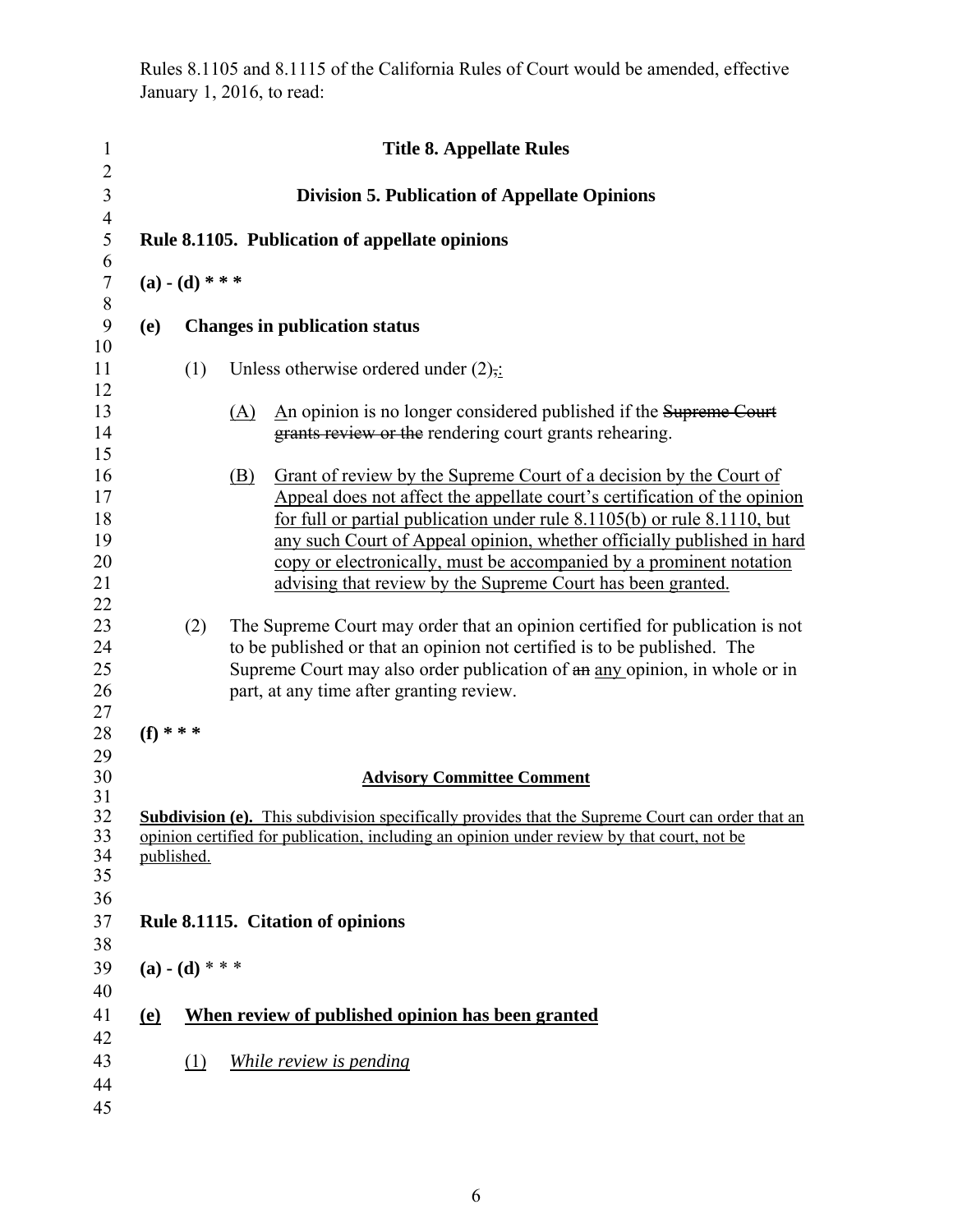Rules 8.1105 and 8.1115 of the California Rules of Court would be amended, effective January 1, 2016, to read:

# Title 8. Appellate Rules

## Division 5. Publication of Appellate Opinions

### Rule 8.1105. Publication of appellate opinions

**(a) - (d) * * ***

**(e) Changes in publication status**

(1) Unless otherwise ordered under (2)~~,~~:

(A) An opinion is no longer considered published if the ~~Supreme Court grants review or the~~ rendering court grants rehearing.

(B) Grant of review by the Supreme Court of a decision by the Court of Appeal does not affect the appellate court's certification of the opinion for full or partial publication under rule 8.1105(b) or rule 8.1110, but any such Court of Appeal opinion, whether officially published in hard copy or electronically, must be accompanied by a prominent notation advising that review by the Supreme Court has been granted.

(2) The Supreme Court may order that an opinion certified for publication is not to be published or that an opinion not certified is to be published. The Supreme Court may also order publication of ~~an~~ any opinion, in whole or in part, at any time after granting review.

**(f) * * ***

**Advisory Committee Comment**

**Subdivision (e).** This subdivision specifically provides that the Supreme Court can order that an opinion certified for publication, including an opinion under review by that court, not be published.

### Rule 8.1115. Citation of opinions

**(a) - (d)** * * *

**(e) When review of published opinion has been granted**

(1) *While review is pending*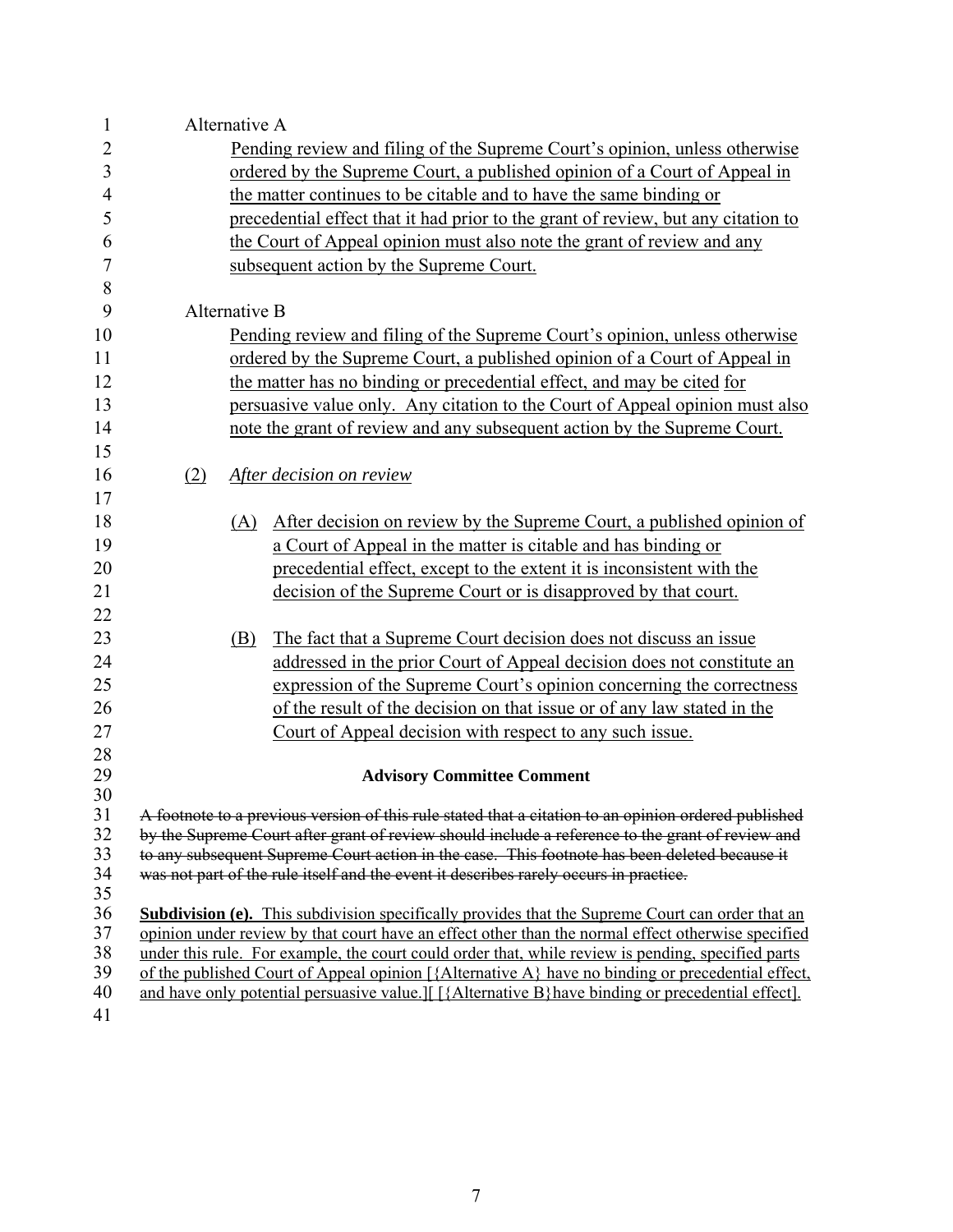Alternative A

Pending review and filing of the Supreme Court's opinion, unless otherwise ordered by the Supreme Court, a published opinion of a Court of Appeal in the matter continues to be citable and to have the same binding or precedential effect that it had prior to the grant of review, but any citation to the Court of Appeal opinion must also note the grant of review and any subsequent action by the Supreme Court.

Alternative B

Pending review and filing of the Supreme Court's opinion, unless otherwise ordered by the Supreme Court, a published opinion of a Court of Appeal in the matter has no binding or precedential effect, and may be cited for persuasive value only. Any citation to the Court of Appeal opinion must also note the grant of review and any subsequent action by the Supreme Court.

(2) *After decision on review*

(A) After decision on review by the Supreme Court, a published opinion of a Court of Appeal in the matter is citable and has binding or precedential effect, except to the extent it is inconsistent with the decision of the Supreme Court or is disapproved by that court.

(B) The fact that a Supreme Court decision does not discuss an issue addressed in the prior Court of Appeal decision does not constitute an expression of the Supreme Court's opinion concerning the correctness of the result of the decision on that issue or of any law stated in the Court of Appeal decision with respect to any such issue.

**Advisory Committee Comment**

~~A footnote to a previous version of this rule stated that a citation to an opinion ordered published by the Supreme Court after grant of review should include a reference to the grant of review and to any subsequent Supreme Court action in the case. This footnote has been deleted because it was not part of the rule itself and the event it describes rarely occurs in practice.~~

**Subdivision (e).** This subdivision specifically provides that the Supreme Court can order that an opinion under review by that court have an effect other than the normal effect otherwise specified under this rule. For example, the court could order that, while review is pending, specified parts of the published Court of Appeal opinion [{Alternative A} have no binding or precedential effect, and have only potential persuasive value.][ [{Alternative B}have binding or precedential effect].